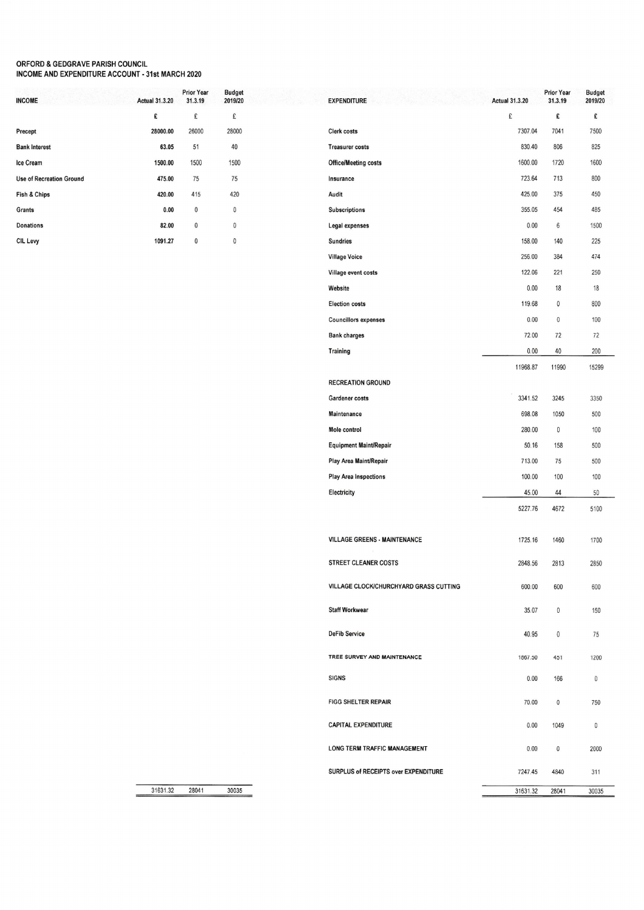**ORFORD & GEDGRAVE PARISH COUNCIL**
**INCOME AND EXPENDITURE ACCOUNT - 31st MARCH 2020**

| INCOME | Actual 31.3.20 | Prior Year 31.3.19 | Budget 2019/20 |
|---|---|---|---|
| | £ | £ | £ |
| **Precept** | **28000.00** | 26000 | 28000 |
| **Bank Interest** | **63.05** | 51 | 40 |
| **Ice Cream** | **1500.00** | 1500 | 1500 |
| **Use of Recreation Ground** | **475.00** | 75 | 75 |
| **Fish & Chips** | **420.00** | 415 | 420 |
| **Grants** | **0.00** | 0 | 0 |
| **Donations** | **82.00** | 0 | 0 |
| **CIL Levy** | **1091.27** | 0 | 0 |
| | 31631.32 | 28041 | 30035 |

| EXPENDITURE | Actual 31.3.20 | Prior Year 31.3.19 | Budget 2019/20 |
|---|---|---|---|
| | £ | £ | £ |
| Clerk costs | 7307.04 | 7041 | 7500 |
| Treasurer costs | 830.40 | 806 | 825 |
| Office/Meeting costs | 1600.00 | 1720 | 1600 |
| Insurance | 723.64 | 713 | 800 |
| Audit | 425.00 | 375 | 450 |
| Subscriptions | 355.05 | 454 | 485 |
| Legal expenses | 0.00 | 6 | 1500 |
| Sundries | 158.00 | 140 | 225 |
| Village Voice | 256.00 | 384 | 474 |
| Village event costs | 122.06 | 221 | 250 |
| Website | 0.00 | 18 | 18 |
| Election costs | 119.68 | 0 | 800 |
| Councillors expenses | 0.00 | 0 | 100 |
| Bank charges | 72.00 | 72 | 72 |
| Training | 0.00 | 40 | 200 |
| | 11968.87 | 11990 | 15299 |
| RECREATION GROUND | | | |
| Gardener costs | 3341.52 | 3245 | 3350 |
| Maintenance | 698.08 | 1050 | 500 |
| Mole control | 280.00 | 0 | 100 |
| Equipment Maint/Repair | 50.16 | 158 | 500 |
| Play Area Maint/Repair | 713.00 | 75 | 500 |
| Play Area Inspections | 100.00 | 100 | 100 |
| Electricity | 45.00 | 44 | 50 |
| | 5227.76 | 4672 | 5100 |
| VILLAGE GREENS - MAINTENANCE | 1725.16 | 1460 | 1700 |
| STREET CLEANER COSTS | 2848.56 | 2813 | 2850 |
| VILLAGE CLOCK/CHURCHYARD GRASS CUTTING | 600.00 | 600 | 600 |
| Staff Workwear | 35.07 | 0 | 150 |
| DeFib Service | 40.95 | 0 | 75 |
| TREE SURVEY AND MAINTENANCE | 1867.50 | 451 | 1200 |
| SIGNS | 0.00 | 166 | 0 |
| FIGG SHELTER REPAIR | 70.00 | 0 | 750 |
| CAPITAL EXPENDITURE | 0.00 | 1049 | 0 |
| LONG TERM TRAFFIC MANAGEMENT | 0.00 | 0 | 2000 |
| SURPLUS of RECEIPTS over EXPENDITURE | 7247.45 | 4840 | 311 |
| | 31631.32 | 28041 | 30035 |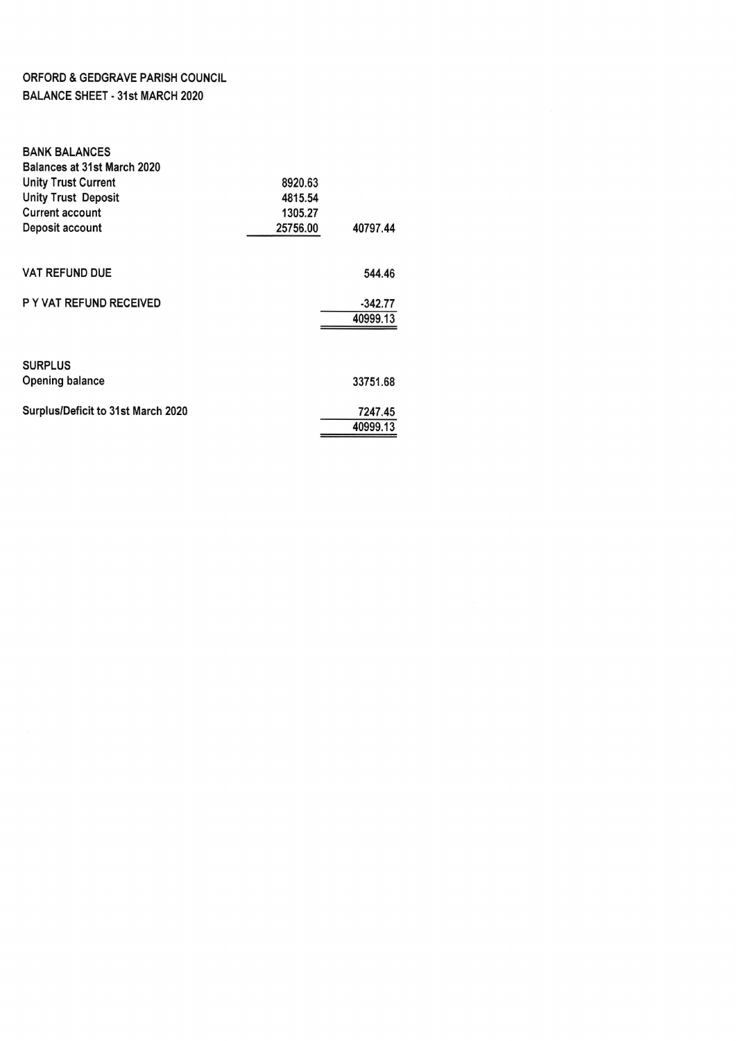ORFORD & GEDGRAVE PARISH COUNCIL
BALANCE SHEET - 31st MARCH 2020

| | | |
|---|---|---|
| **BANK BALANCES** | | |
| Balances at 31st March 2020 | | |
| Unity Trust Current | 8920.63 | |
| Unity Trust Deposit | 4815.54 | |
| Current account | 1305.27 | |
| Deposit account | 25756.00 | 40797.44 |
| | | |
| VAT REFUND DUE | | 544.46 |
| | | |
| P Y VAT REFUND RECEIVED | | -342.77 |
| | | 40999.13 |
| | | |
| **SURPLUS** | | |
| Opening balance | | 33751.68 |
| | | |
| Surplus/Deficit to 31st March 2020 | | 7247.45 |
| | | 40999.13 |